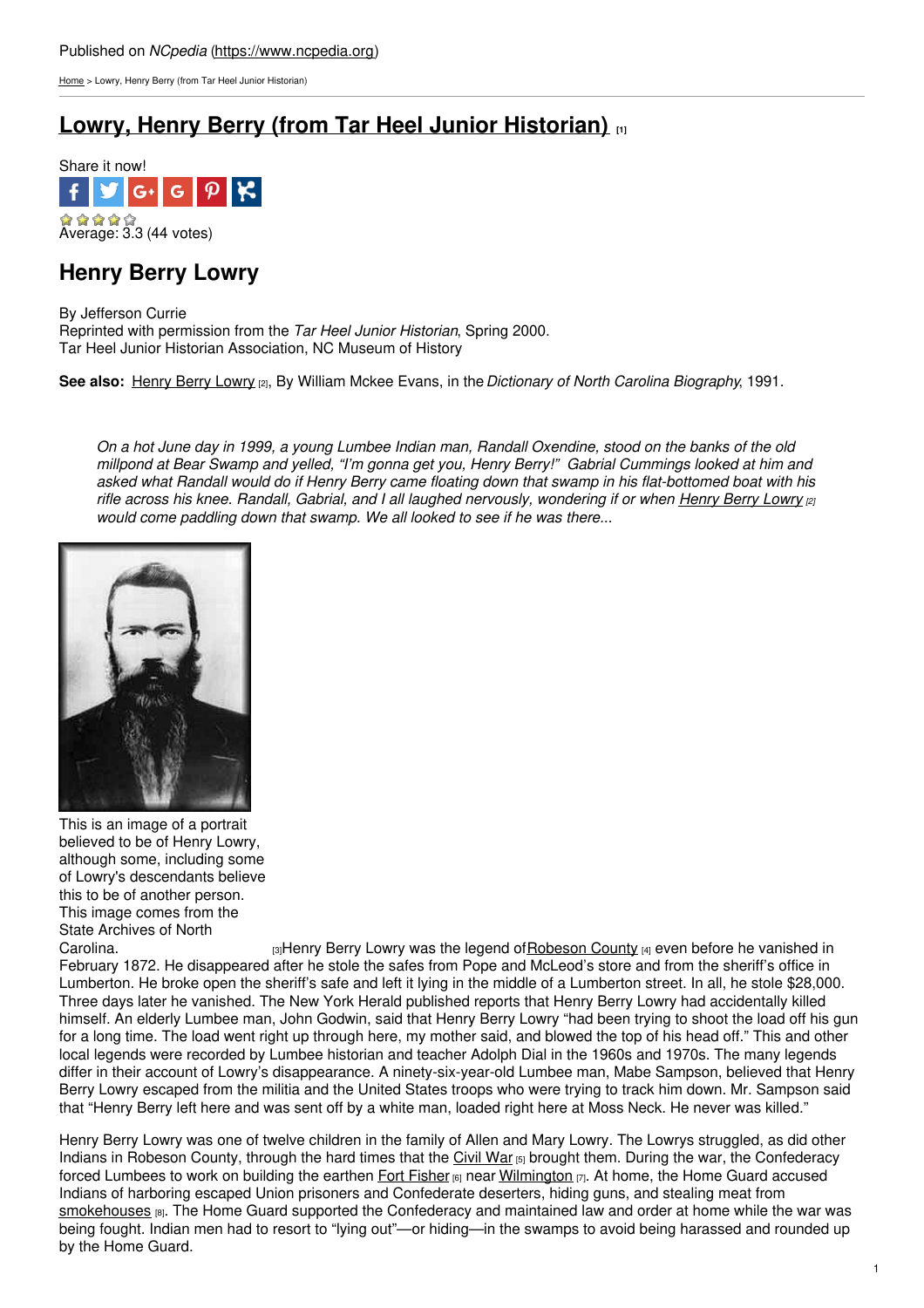Published on *NCpedia* (https://www.ncpedia.org)

Home > Lowry, Henry Berry (from Tar Heel Junior Historian)

# Lowry, Henry Berry (from Tar Heel Junior Historian) [1]

Share it now!

Average: 3.3 (44 votes)

## Henry Berry Lowry

By Jefferson Currie
Reprinted with permission from the *Tar Heel Junior Historian*, Spring 2000.
Tar Heel Junior Historian Association, NC Museum of History

**See also:** Henry Berry Lowry [2], By William Mckee Evans, in the *Dictionary of North Carolina Biography*, 1991.

*On a hot June day in 1999, a young Lumbee Indian man, Randall Oxendine, stood on the banks of the old millpond at Bear Swamp and yelled, "I'm gonna get you, Henry Berry!" Gabrial Cummings looked at him and asked what Randall would do if Henry Berry came floating down that swamp in his flat-bottomed boat with his rifle across his knee. Randall, Gabrial, and I all laughed nervously, wondering if or when Henry Berry Lowry [2] would come paddling down that swamp. We all looked to see if he was there...*

This is an image of a portrait believed to be of Henry Lowry, although some, including some of Lowry's descendants believe this to be of another person. This image comes from the State Archives of North Carolina. [3]

Henry Berry Lowry was the legend of Robeson County [4] even before he vanished in February 1872. He disappeared after he stole the safes from Pope and McLeod's store and from the sheriff's office in Lumberton. He broke open the sheriff's safe and left it lying in the middle of a Lumberton street. In all, he stole $28,000. Three days later he vanished. The New York Herald published reports that Henry Berry Lowry had accidentally killed himself. An elderly Lumbee man, John Godwin, said that Henry Berry Lowry "had been trying to shoot the load off his gun for a long time. The load went right up through here, my mother said, and blowed the top of his head off." This and other local legends were recorded by Lumbee historian and teacher Adolph Dial in the 1960s and 1970s. The many legends differ in their account of Lowry's disappearance. A ninety-six-year-old Lumbee man, Mabe Sampson, believed that Henry Berry Lowry escaped from the militia and the United States troops who were trying to track him down. Mr. Sampson said that "Henry Berry left here and was sent off by a white man, loaded right here at Moss Neck. He never was killed."

Henry Berry Lowry was one of twelve children in the family of Allen and Mary Lowry. The Lowrys struggled, as did other Indians in Robeson County, through the hard times that the Civil War [5] brought them. During the war, the Confederacy forced Lumbees to work on building the earthen Fort Fisher [6] near Wilmington [7]. At home, the Home Guard accused Indians of harboring escaped Union prisoners and Confederate deserters, hiding guns, and stealing meat from smokehouses [8]. The Home Guard supported the Confederacy and maintained law and order at home while the war was being fought. Indian men had to resort to "lying out"—or hiding—in the swamps to avoid being harassed and rounded up by the Home Guard.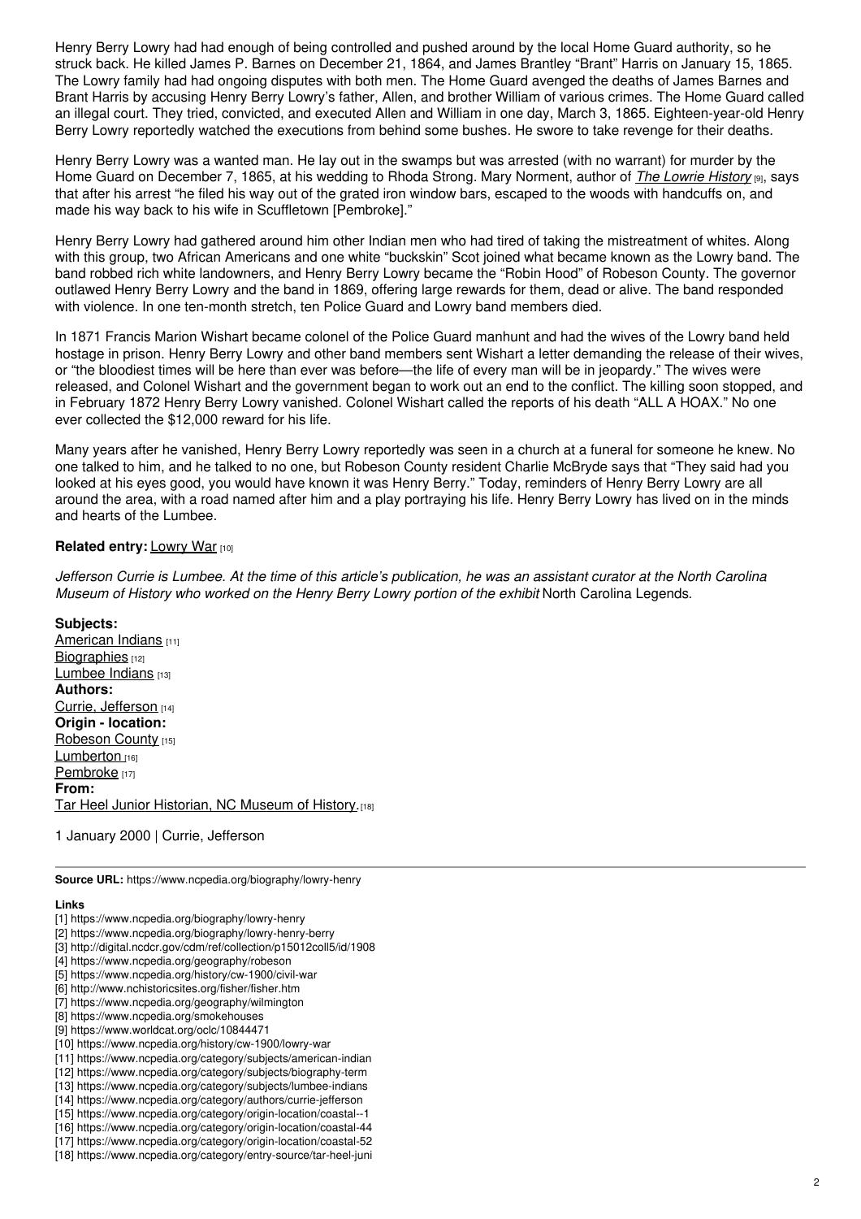Henry Berry Lowry had had enough of being controlled and pushed around by the local Home Guard authority, so he struck back. He killed James P. Barnes on December 21, 1864, and James Brantley "Brant" Harris on January 15, 1865. The Lowry family had had ongoing disputes with both men. The Home Guard avenged the deaths of James Barnes and Brant Harris by accusing Henry Berry Lowry's father, Allen, and brother William of various crimes. The Home Guard called an illegal court. They tried, convicted, and executed Allen and William in one day, March 3, 1865. Eighteen-year-old Henry Berry Lowry reportedly watched the executions from behind some bushes. He swore to take revenge for their deaths.

Henry Berry Lowry was a wanted man. He lay out in the swamps but was arrested (with no warrant) for murder by the Home Guard on December 7, 1865, at his wedding to Rhoda Strong. Mary Norment, author of *The Lowrie History* [9], says that after his arrest "he filed his way out of the grated iron window bars, escaped to the woods with handcuffs on, and made his way back to his wife in Scuffletown [Pembroke]."

Henry Berry Lowry had gathered around him other Indian men who had tired of taking the mistreatment of whites. Along with this group, two African Americans and one white "buckskin" Scot joined what became known as the Lowry band. The band robbed rich white landowners, and Henry Berry Lowry became the "Robin Hood" of Robeson County. The governor outlawed Henry Berry Lowry and the band in 1869, offering large rewards for them, dead or alive. The band responded with violence. In one ten-month stretch, ten Police Guard and Lowry band members died.

In 1871 Francis Marion Wishart became colonel of the Police Guard manhunt and had the wives of the Lowry band held hostage in prison. Henry Berry Lowry and other band members sent Wishart a letter demanding the release of their wives, or "the bloodiest times will be here than ever was before—the life of every man will be in jeopardy." The wives were released, and Colonel Wishart and the government began to work out an end to the conflict. The killing soon stopped, and in February 1872 Henry Berry Lowry vanished. Colonel Wishart called the reports of his death "ALL A HOAX." No one ever collected the $12,000 reward for his life.

Many years after he vanished, Henry Berry Lowry reportedly was seen in a church at a funeral for someone he knew. No one talked to him, and he talked to no one, but Robeson County resident Charlie McBryde says that "They said had you looked at his eyes good, you would have known it was Henry Berry." Today, reminders of Henry Berry Lowry are all around the area, with a road named after him and a play portraying his life. Henry Berry Lowry has lived on in the minds and hearts of the Lumbee.

**Related entry:** Lowry War [10]

*Jefferson Currie is Lumbee. At the time of this article's publication, he was an assistant curator at the North Carolina Museum of History who worked on the Henry Berry Lowry portion of the exhibit* North Carolina Legends.

**Subjects:**
American Indians [11]
Biographies [12]
Lumbee Indians [13]
**Authors:**
Currie, Jefferson [14]
**Origin - location:**
Robeson County [15]
Lumberton [16]
Pembroke [17]
**From:**
Tar Heel Junior Historian, NC Museum of History. [18]

1 January 2000 | Currie, Jefferson

---

**Source URL:** https://www.ncpedia.org/biography/lowry-henry

**Links**

[1] https://www.ncpedia.org/biography/lowry-henry
[2] https://www.ncpedia.org/biography/lowry-henry-berry
[3] http://digital.ncdcr.gov/cdm/ref/collection/p15012coll5/id/1908
[4] https://www.ncpedia.org/geography/robeson
[5] https://www.ncpedia.org/history/cw-1900/civil-war
[6] http://www.nchistoricsites.org/fisher/fisher.htm
[7] https://www.ncpedia.org/geography/wilmington
[8] https://www.ncpedia.org/smokehouses
[9] https://www.worldcat.org/oclc/10844471
[10] https://www.ncpedia.org/history/cw-1900/lowry-war
[11] https://www.ncpedia.org/category/subjects/american-indian
[12] https://www.ncpedia.org/category/subjects/biography-term
[13] https://www.ncpedia.org/category/subjects/lumbee-indians
[14] https://www.ncpedia.org/category/authors/currie-jefferson
[15] https://www.ncpedia.org/category/origin-location/coastal--1
[16] https://www.ncpedia.org/category/origin-location/coastal-44
[17] https://www.ncpedia.org/category/origin-location/coastal-52
[18] https://www.ncpedia.org/category/entry-source/tar-heel-juni